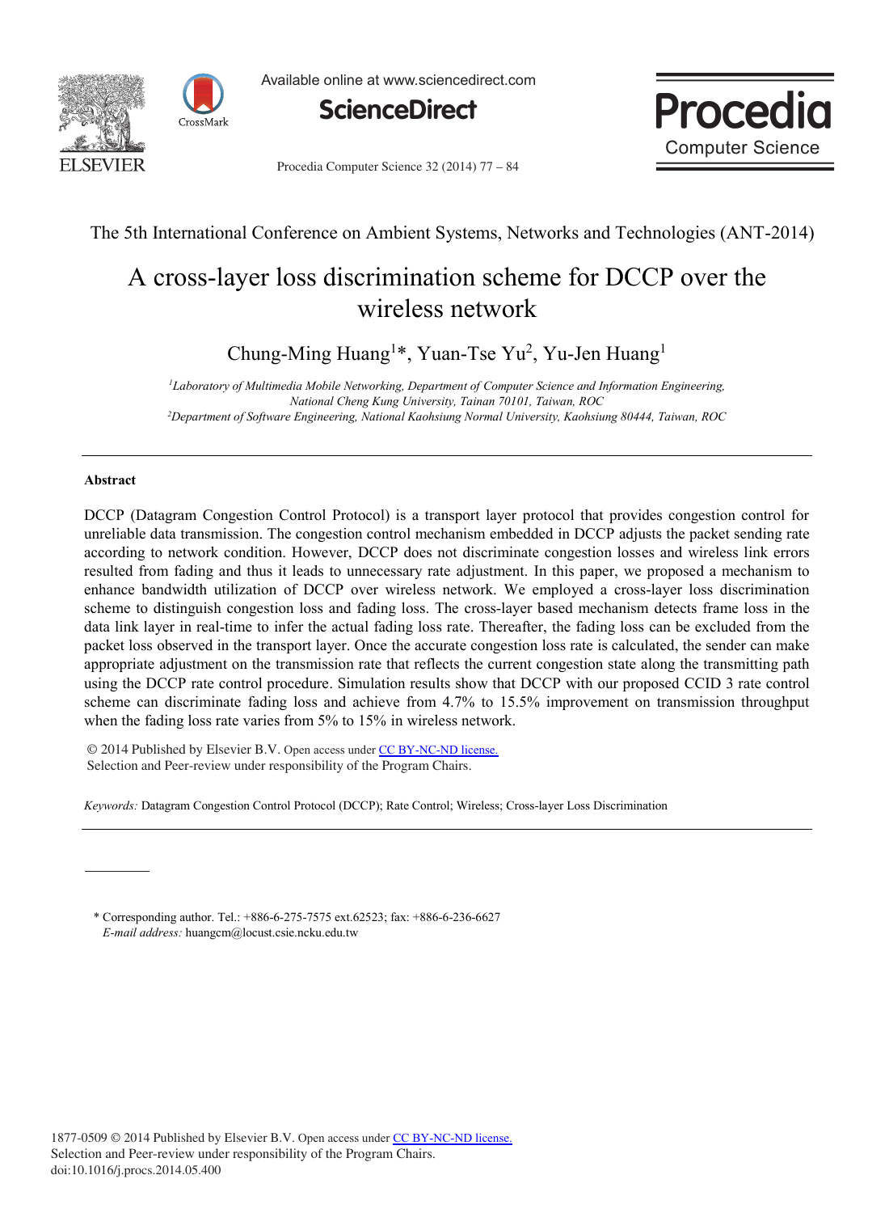The 5th International Conference on Ambient Systems, Networks and Technologies (ANT-2014)

# A cross-layer loss discrimination scheme for DCCP over the wireless network

Chung-Ming Huang[1]*, Yuan-Tse Yu[2], Yu-Jen Huang[1]

[1]*Laboratory of Multimedia Mobile Networking, Department of Computer Science and Information Engineering, National Cheng Kung University, Tainan 70101, Taiwan, ROC*
[2]*Department of Software Engineering, National Kaohsiung Normal University, Kaohsiung 80444, Taiwan, ROC*

## Abstract

DCCP (Datagram Congestion Control Protocol) is a transport layer protocol that provides congestion control for unreliable data transmission. The congestion control mechanism embedded in DCCP adjusts the packet sending rate according to network condition. However, DCCP does not discriminate congestion losses and wireless link errors resulted from fading and thus it leads to unnecessary rate adjustment. In this paper, we proposed a mechanism to enhance bandwidth utilization of DCCP over wireless network. We employed a cross-layer loss discrimination scheme to distinguish congestion loss and fading loss. The cross-layer based mechanism detects frame loss in the data link layer in real-time to infer the actual fading loss rate. Thereafter, the fading loss can be excluded from the packet loss observed in the transport layer. Once the accurate congestion loss rate is calculated, the sender can make appropriate adjustment on the transmission rate that reflects the current congestion state along the transmitting path using the DCCP rate control procedure. Simulation results show that DCCP with our proposed CCID 3 rate control scheme can discriminate fading loss and achieve from 4.7% to 15.5% improvement on transmission throughput when the fading loss rate varies from 5% to 15% in wireless network.

© 2014 Published by Elsevier B.V. Open access under CC BY-NC-ND license.
Selection and Peer-review under responsibility of the Program Chairs.

*Keywords:* Datagram Congestion Control Protocol (DCCP); Rate Control; Wireless; Cross-layer Loss Discrimination

---

\* Corresponding author. Tel.: +886-6-275-7575 ext.62523; fax: +886-6-236-6627
*E-mail address:* huangcm@locust.csie.ncku.edu.tw

1877-0509 © 2014 Published by Elsevier B.V. Open access under CC BY-NC-ND license.
Selection and Peer-review under responsibility of the Program Chairs.
doi:10.1016/j.procs.2014.05.400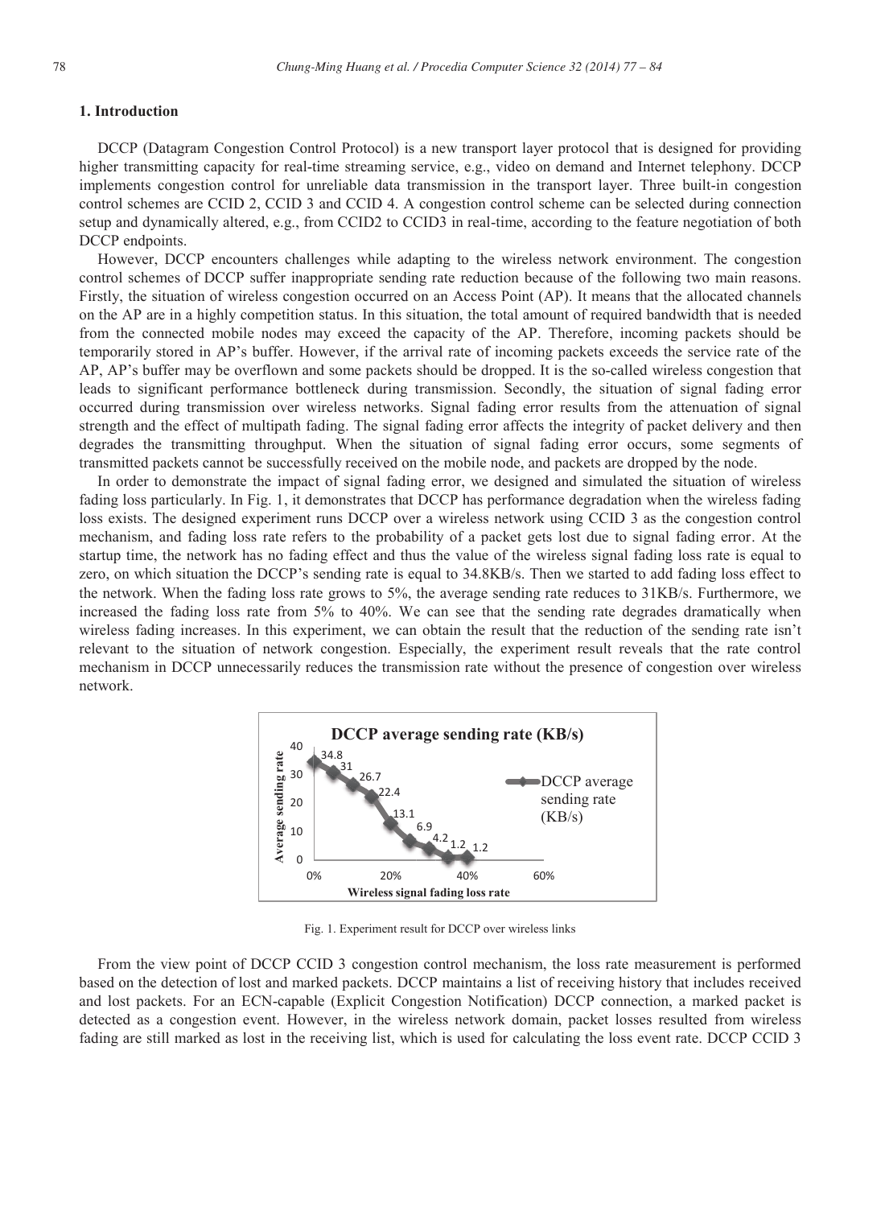## 1. Introduction

DCCP (Datagram Congestion Control Protocol) is a new transport layer protocol that is designed for providing higher transmitting capacity for real-time streaming service, e.g., video on demand and Internet telephony. DCCP implements congestion control for unreliable data transmission in the transport layer. Three built-in congestion control schemes are CCID 2, CCID 3 and CCID 4. A congestion control scheme can be selected during connection setup and dynamically altered, e.g., from CCID2 to CCID3 in real-time, according to the feature negotiation of both DCCP endpoints.

However, DCCP encounters challenges while adapting to the wireless network environment. The congestion control schemes of DCCP suffer inappropriate sending rate reduction because of the following two main reasons. Firstly, the situation of wireless congestion occurred on an Access Point (AP). It means that the allocated channels on the AP are in a highly competition status. In this situation, the total amount of required bandwidth that is needed from the connected mobile nodes may exceed the capacity of the AP. Therefore, incoming packets should be temporarily stored in AP's buffer. However, if the arrival rate of incoming packets exceeds the service rate of the AP, AP's buffer may be overflown and some packets should be dropped. It is the so-called wireless congestion that leads to significant performance bottleneck during transmission. Secondly, the situation of signal fading error occurred during transmission over wireless networks. Signal fading error results from the attenuation of signal strength and the effect of multipath fading. The signal fading error affects the integrity of packet delivery and then degrades the transmitting throughput. When the situation of signal fading error occurs, some segments of transmitted packets cannot be successfully received on the mobile node, and packets are dropped by the node.

In order to demonstrate the impact of signal fading error, we designed and simulated the situation of wireless fading loss particularly. In Fig. 1, it demonstrates that DCCP has performance degradation when the wireless fading loss exists. The designed experiment runs DCCP over a wireless network using CCID 3 as the congestion control mechanism, and fading loss rate refers to the probability of a packet gets lost due to signal fading error. At the startup time, the network has no fading effect and thus the value of the wireless signal fading loss rate is equal to zero, on which situation the DCCP's sending rate is equal to 34.8KB/s. Then we started to add fading loss effect to the network. When the fading loss rate grows to 5%, the average sending rate reduces to 31KB/s. Furthermore, we increased the fading loss rate from 5% to 40%. We can see that the sending rate degrades dramatically when wireless fading increases. In this experiment, we can obtain the result that the reduction of the sending rate isn't relevant to the situation of network congestion. Especially, the experiment result reveals that the rate control mechanism in DCCP unnecessarily reduces the transmission rate without the presence of congestion over wireless network.

Fig. 1. Experiment result for DCCP over wireless links

From the view point of DCCP CCID 3 congestion control mechanism, the loss rate measurement is performed based on the detection of lost and marked packets. DCCP maintains a list of receiving history that includes received and lost packets. For an ECN-capable (Explicit Congestion Notification) DCCP connection, a marked packet is detected as a congestion event. However, in the wireless network domain, packet losses resulted from wireless fading are still marked as lost in the receiving list, which is used for calculating the loss event rate. DCCP CCID 3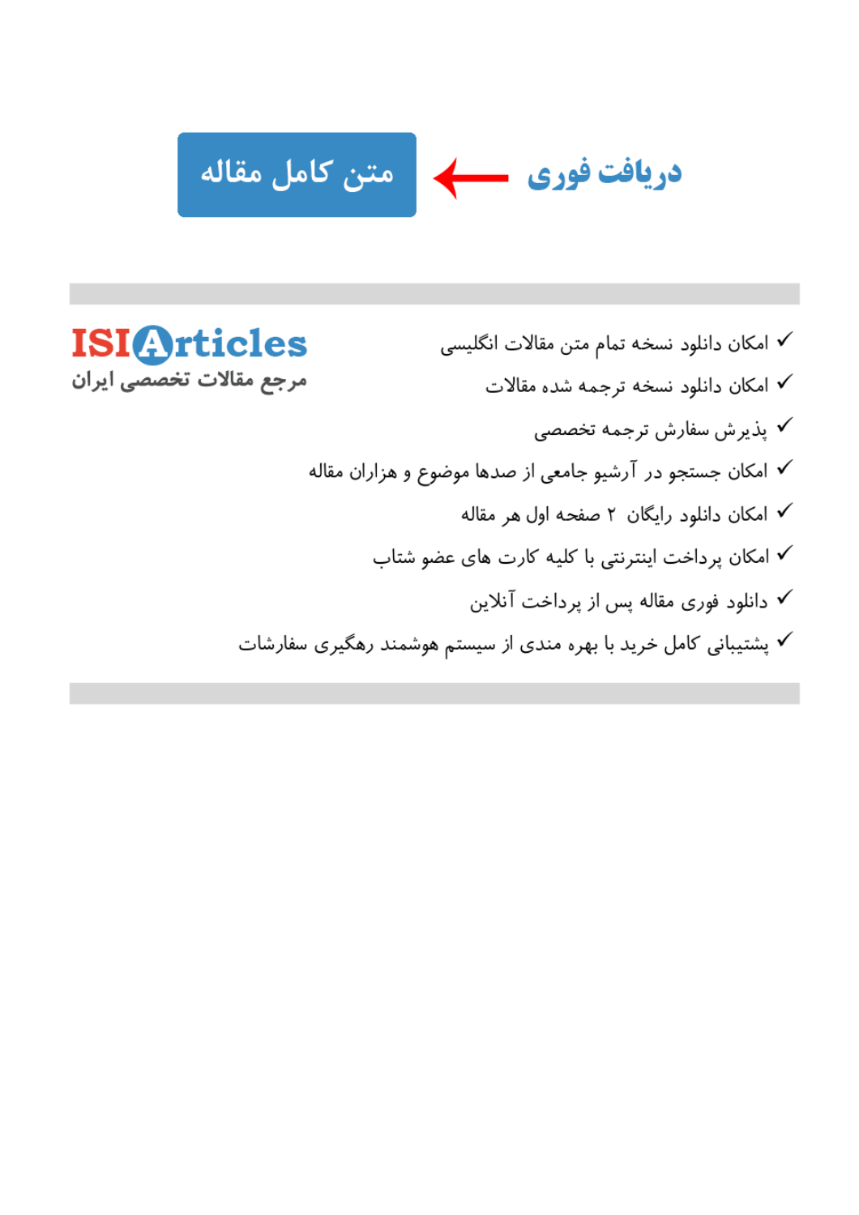دریافت فوری ← **متن کامل مقاله**

**ISIArticles**
مرجع مقالات تخصصی ایران

- ✓ امکان دانلود نسخه تمام متن مقالات انگلیسی
- ✓ امکان دانلود نسخه ترجمه شده مقالات
- ✓ پذیرش سفارش ترجمه تخصصی
- ✓ امکان جستجو در آرشیو جامعی از صدها موضوع و هزاران مقاله
- ✓ امکان دانلود رایگان ۲ صفحه اول هر مقاله
- ✓ امکان پرداخت اینترنتی با کلیه کارت های عضو شتاب
- ✓ دانلود فوری مقاله پس از پرداخت آنلاین
- ✓ پشتیبانی کامل خرید با بهره مندی از سیستم هوشمند رهگیری سفارشات